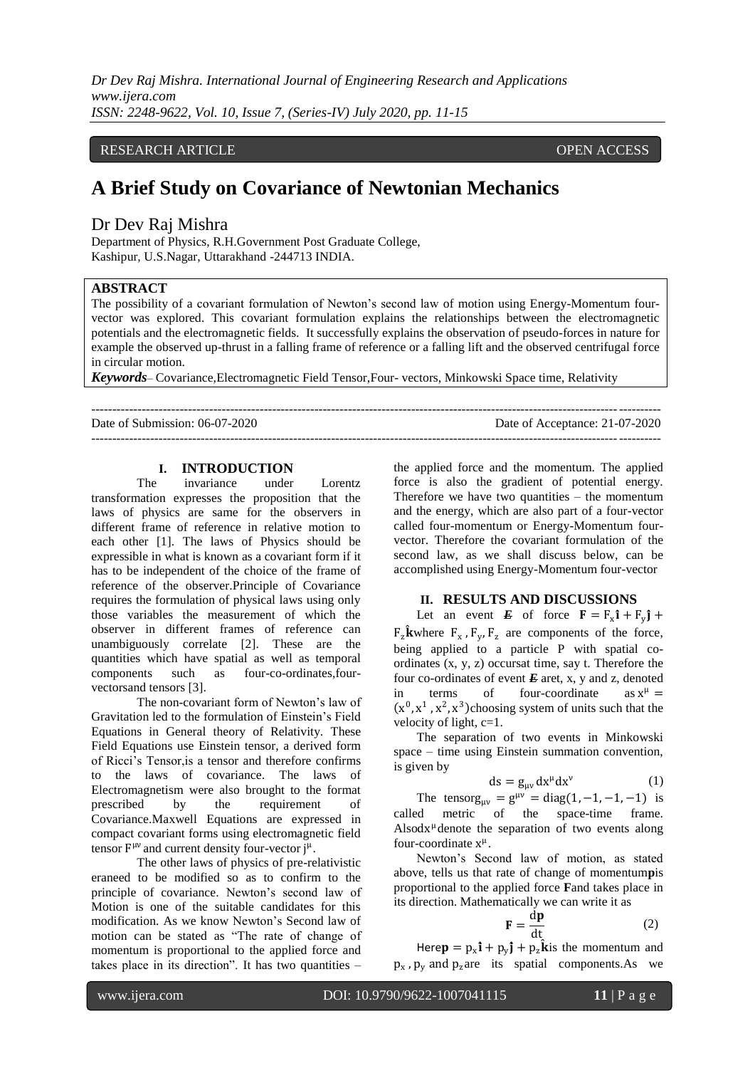RESEARCH ARTICLE OPEN ACCESS

# A Brief Study on Covariance of Newtonian Mechanics

## Dr Dev Raj Mishra

Department of Physics, R.H.Government Post Graduate College, Kashipur, U.S.Nagar, Uttarakhand -244713 INDIA.

## ABSTRACT

The possibility of a covariant formulation of Newton's second law of motion using Energy-Momentum four-vector was explored. This covariant formulation explains the relationships between the electromagnetic potentials and the electromagnetic fields. It successfully explains the observation of pseudo-forces in nature for example the observed up-thrust in a falling frame of reference or a falling lift and the observed centrifugal force in circular motion.

***Keywords***– Covariance,Electromagnetic Field Tensor,Four- vectors, Minkowski Space time, Relativity

Date of Submission: 06-07-2020 Date of Acceptance: 21-07-2020

## I. INTRODUCTION

The invariance under Lorentz transformation expresses the proposition that the laws of physics are same for the observers in different frame of reference in relative motion to each other [1]. The laws of Physics should be expressible in what is known as a covariant form if it has to be independent of the choice of the frame of reference of the observer.Principle of Covariance requires the formulation of physical laws using only those variables the measurement of which the observer in different frames of reference can unambiguously correlate [2]. These are the quantities which have spatial as well as temporal components such as four-co-ordinates,four-vectorsand tensors [3].

The non-covariant form of Newton's law of Gravitation led to the formulation of Einstein's Field Equations in General theory of Relativity. These Field Equations use Einstein tensor, a derived form of Ricci's Tensor,is a tensor and therefore confirms to the laws of covariance. The laws of Electromagnetism were also brought to the format prescribed by the requirement of Covariance.Maxwell Equations are expressed in compact covariant forms using electromagnetic field tensor $F^{\mu\nu}$ and current density four-vector $j^{\mu}$.

The other laws of physics of pre-relativistic eraneed to be modified so as to confirm to the principle of covariance. Newton's second law of Motion is one of the suitable candidates for this modification. As we know Newton's Second law of motion can be stated as "The rate of change of momentum is proportional to the applied force and takes place in its direction". It has two quantities – the applied force and the momentum. The applied force is also the gradient of potential energy. Therefore we have two quantities – the momentum and the energy, which are also part of a four-vector called four-momentum or Energy-Momentum four-vector. Therefore the covariant formulation of the second law, as we shall discuss below, can be accomplished using Energy-Momentum four-vector

## II. RESULTS AND DISCUSSIONS

Let an event $\boldsymbol{E}$ of force $\mathbf{F} = F_x\hat{\mathbf{i}} + F_y\hat{\mathbf{j}} + F_z\hat{\mathbf{k}}$where $F_x, F_y, F_z$ are components of the force, being applied to a particle P with spatial co-ordinates (x, y, z) occursat time, say t. Therefore the four co-ordinates of event $\boldsymbol{E}$ aret, x, y and z, denoted in terms of four-coordinate as $x^{\mu} = (x^0, x^1, x^2, x^3)$choosing system of units such that the velocity of light, c=1.

The separation of two events in Minkowski space – time using Einstein summation convention, is given by

$$ds = g_{\mu\nu}\, dx^{\mu} dx^{\nu} \tag{1}$$

The tensor$g_{\mu\nu} = g^{\mu\nu} = \mathrm{diag}(1, -1, -1, -1)$ is called metric of the space-time frame. Also$dx^{\mu}$denote the separation of two events along four-coordinate $x^{\mu}$.

Newton's Second law of motion, as stated above, tells us that rate of change of momentum**p**is proportional to the applied force **F**and takes place in its direction. Mathematically we can write it as

$$\mathbf{F} = \frac{d\mathbf{p}}{dt} \tag{2}$$

Here$\mathbf{p} = p_x\hat{\mathbf{i}} + p_y\hat{\mathbf{j}} + p_z\hat{\mathbf{k}}$is the momentum and $p_x$, $p_y$ and $p_z$are its spatial components.As we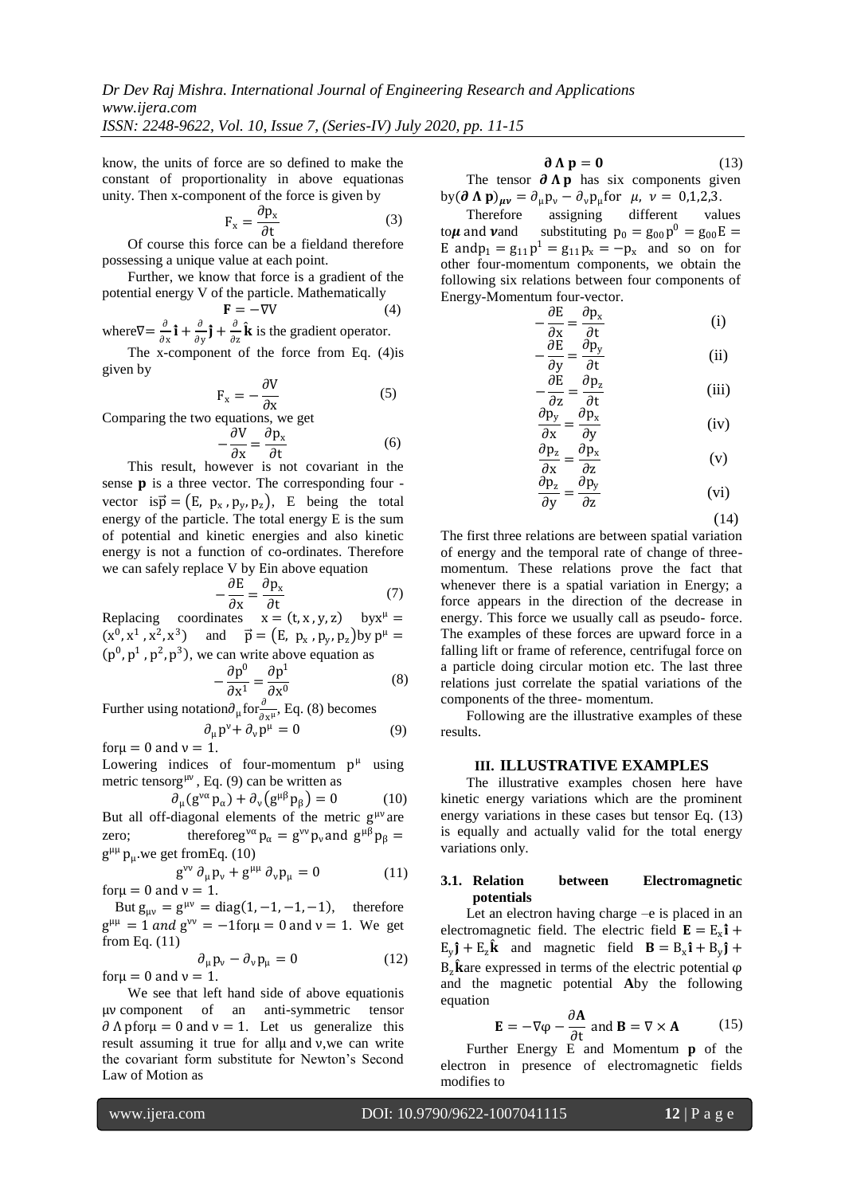know, the units of force are so defined to make the constant of proportionality in above equationas unity. Then x-component of the force is given by

$$F_x = \frac{\partial p_x}{\partial t} \quad (3)$$

Of course this force can be a fieldand therefore possessing a unique value at each point.

Further, we know that force is a gradient of the potential energy V of the particle. Mathematically

$$\mathbf{F} = -\nabla V \quad (4)$$

where$\nabla = \frac{\partial}{\partial x}\hat{\mathbf{i}} + \frac{\partial}{\partial y}\hat{\mathbf{j}} + \frac{\partial}{\partial z}\hat{\mathbf{k}}$ is the gradient operator.

The x-component of the force from Eq. (4)is given by

$$F_x = -\frac{\partial V}{\partial x} \quad (5)$$

Comparing the two equations, we get

$$-\frac{\partial V}{\partial x} = \frac{\partial p_x}{\partial t} \quad (6)$$

This result, however is not covariant in the sense **p** is a three vector. The corresponding four - vector is$\vec{p} = (E,\ p_x, p_y, p_z)$, E being the total energy of the particle. The total energy E is the sum of potential and kinetic energies and also kinetic energy is not a function of co-ordinates. Therefore we can safely replace V by Ein above equation

$$-\frac{\partial E}{\partial x} = \frac{\partial p_x}{\partial t} \quad (7)$$

Replacing coordinates $x = (t, x, y, z)$ by$x^\mu = (x^0, x^1, x^2, x^3)$ and $\vec{p} = (E,\ p_x, p_y, p_z)$by $p^\mu = (p^0, p^1, p^2, p^3)$, we can write above equation as

$$-\frac{\partial p^0}{\partial x^1} = \frac{\partial p^1}{\partial x^0} \quad (8)$$

Further using notation$\partial_\mu$ for$\frac{\partial}{\partial x^\mu}$, Eq. (8) becomes

$$\partial_\mu p^\nu + \partial_\nu p^\mu = 0 \quad (9)$$

for$\mu = 0$ and $\nu = 1$.

Lowering indices of four-momentum $p^\mu$ using metric tensor$g^{\mu\nu}$, Eq. (9) can be written as

$$\partial_\mu (g^{\nu\alpha} p_\alpha) + \partial_\nu (g^{\mu\beta} p_\beta) = 0 \quad (10)$$

But all off-diagonal elements of the metric $g^{\mu\nu}$ are zero; therefore$g^{\nu\alpha} p_\alpha = g^{\nu\nu} p_\nu$ and $g^{\mu\beta} p_\beta = g^{\mu\mu} p_\mu$.we get fromEq. (10)

$$g^{\nu\nu}\, \partial_\mu p_\nu + g^{\mu\mu}\, \partial_\nu p_\mu = 0 \quad (11)$$

for$\mu = 0$ and $\nu = 1$.

But $g_{\mu\nu} = g^{\mu\nu} = \text{diag}(1, -1, -1, -1)$, therefore $g^{\mu\mu} = 1$ *and* $g^{\nu\nu} = -1$for$\mu = 0$ and $\nu = 1$. We get from Eq. (11)

$$\partial_\mu p_\nu - \partial_\nu p_\mu = 0 \quad (12)$$

for$\mu = 0$ and $\nu = 1$.

We see that left hand side of above equationis $\mu\nu$ component of an anti-symmetric tensor $\partial \Lambda p$for$\mu = 0$ and $\nu = 1$. Let us generalize this result assuming it true for all$\mu$ and $\nu$,we can write the covariant form substitute for Newton's Second Law of Motion as

$$\boldsymbol{\partial} \, \boldsymbol{\Lambda} \, \mathbf{p} = \mathbf{0} \quad (13)$$

The tensor $\boldsymbol{\partial}\, \boldsymbol{\Lambda}\, \mathbf{p}$ has six components given by$(\boldsymbol{\partial}\, \boldsymbol{\Lambda}\, \mathbf{p})_{\boldsymbol{\mu\nu}} = \partial_\mu p_\nu - \partial_\nu p_\mu$for $\mu,\ \nu = 0,1,2,3$.

Therefore assigning different values to$\boldsymbol{\mu}$ and $\boldsymbol{\nu}$and substituting $p_0 = g_{00} p^0 = g_{00} E = E$ and$p_1 = g_{11} p^1 = g_{11} p_x = -p_x$ and so on for other four-momentum components, we obtain the following six relations between four components of Energy-Momentum four-vector.

$$-\frac{\partial E}{\partial x} = \frac{\partial p_x}{\partial t} \quad \text{(i)}$$

$$-\frac{\partial E}{\partial y} = \frac{\partial p_y}{\partial t} \quad \text{(ii)}$$

$$-\frac{\partial E}{\partial z} = \frac{\partial p_z}{\partial t} \quad \text{(iii)}$$

$$\frac{\partial p_y}{\partial x} = \frac{\partial p_x}{\partial y} \quad \text{(iv)}$$

$$\frac{\partial p_z}{\partial x} = \frac{\partial p_x}{\partial z} \quad \text{(v)}$$

$$\frac{\partial p_z}{\partial y} = \frac{\partial p_y}{\partial z} \quad \text{(vi)}$$

(14)

The first three relations are between spatial variation of energy and the temporal rate of change of three-momentum. These relations prove the fact that whenever there is a spatial variation in Energy; a force appears in the direction of the decrease in energy. This force we usually call as pseudo- force. The examples of these forces are upward force in a falling lift or frame of reference, centrifugal force on a particle doing circular motion etc. The last three relations just correlate the spatial variations of the components of the three- momentum.

Following are the illustrative examples of these results.

## III. ILLUSTRATIVE EXAMPLES

The illustrative examples chosen here have kinetic energy variations which are the prominent energy variations in these cases but tensor Eq. (13) is equally and actually valid for the total energy variations only.

### 3.1. Relation between Electromagnetic potentials

Let an electron having charge –e is placed in an electromagnetic field. The electric field $\mathbf{E} = E_x\hat{\mathbf{i}} + E_y\hat{\mathbf{j}} + E_z\hat{\mathbf{k}}$ and magnetic field $\mathbf{B} = B_x\hat{\mathbf{i}} + B_y\hat{\mathbf{j}} + B_z\hat{\mathbf{k}}$are expressed in terms of the electric potential $\varphi$ and the magnetic potential **A**by the following equation

$$\mathbf{E} = -\nabla\varphi - \frac{\partial \mathbf{A}}{\partial t} \text{ and } \mathbf{B} = \nabla \times \mathbf{A} \quad (15)$$

Further Energy E and Momentum **p** of the electron in presence of electromagnetic fields modifies to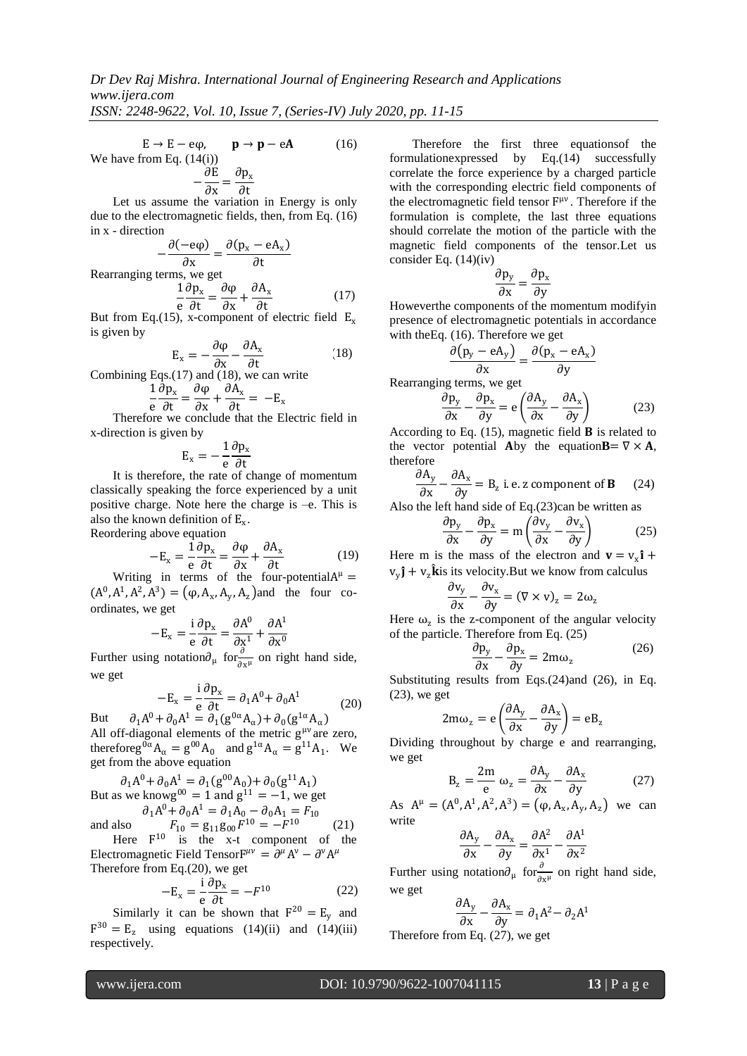$$E \rightarrow E - e\varphi, \qquad \mathbf{p} \rightarrow \mathbf{p} - e\mathbf{A} \tag{16}$$

We have from Eq. (14(i))

$$-\frac{\partial E}{\partial x} = \frac{\partial p_x}{\partial t}$$

Let us assume the variation in Energy is only due to the electromagnetic fields, then, from Eq. (16) in x - direction

$$-\frac{\partial(-e\varphi)}{\partial x} = \frac{\partial(p_x - eA_x)}{\partial t}$$

Rearranging terms, we get

$$\frac{1}{e}\frac{\partial p_x}{\partial t} = \frac{\partial \varphi}{\partial x} + \frac{\partial A_x}{\partial t} \tag{17}$$

But from Eq.(15), x-component of electric field $E_x$ is given by

$$E_x = -\frac{\partial \varphi}{\partial x} - \frac{\partial A_x}{\partial t} \tag{18}$$

Combining Eqs.(17) and (18), we can write

$$\frac{1}{e}\frac{\partial p_x}{\partial t} = \frac{\partial \varphi}{\partial x} + \frac{\partial A_x}{\partial t} = -E_x$$

Therefore we conclude that the Electric field in x-direction is given by

$$E_x = -\frac{1}{e}\frac{\partial p_x}{\partial t}$$

It is therefore, the rate of change of momentum classically speaking the force experienced by a unit positive charge. Note here the charge is –e. This is also the known definition of $E_x$.

Reordering above equation

$$-E_x = \frac{1}{e}\frac{\partial p_x}{\partial t} = \frac{\partial \varphi}{\partial x} + \frac{\partial A_x}{\partial t} \tag{19}$$

Writing in terms of the four-potential $A^\mu = (A^0, A^1, A^2, A^3) = (\varphi, A_x, A_y, A_z)$ and the four co-ordinates, we get

$$-E_x = \frac{i}{e}\frac{\partial p_x}{\partial t} = \frac{\partial A^0}{\partial x^1} + \frac{\partial A^1}{\partial x^0}$$

Further using notation $\partial_\mu$ for $\frac{\partial}{\partial x^\mu}$ on right hand side, we get

$$-E_x = \frac{i}{e}\frac{\partial p_x}{\partial t} = \partial_1 A^0 + \partial_0 A^1 \tag{20}$$

But $\quad \partial_1 A^0 + \partial_0 A^1 = \partial_1(g^{0\alpha}A_\alpha) + \partial_0(g^{1\alpha}A_\alpha)$

All off-diagonal elements of the metric $g^{\mu\nu}$ are zero, therefore $g^{0\alpha}A_\alpha = g^{00}A_0$ and $g^{1\alpha}A_\alpha = g^{11}A_1$. We get from the above equation

$$\partial_1 A^0 + \partial_0 A^1 = \partial_1(g^{00}A_0) + \partial_0(g^{11}A_1)$$

But as we know $g^{00} = 1$ and $g^{11} = -1$, we get

$$\partial_1 A^0 + \partial_0 A^1 = \partial_1 A_0 - \partial_0 A_1 = F_{10}$$

and also $\qquad F_{10} = g_{11}g_{00}F^{10} = -F^{10} \qquad (21)$

Here $F^{10}$ is the x-t component of the Electromagnetic Field Tensor $F^{\mu\nu} = \partial^\mu A^\nu - \partial^\nu A^\mu$

Therefore from Eq.(20), we get

$$-E_x = \frac{i}{e}\frac{\partial p_x}{\partial t} = -F^{10} \tag{22}$$

Similarly it can be shown that $F^{20} = E_y$ and $F^{30} = E_z$ using equations (14)(ii) and (14)(iii) respectively.

Therefore the first three equationsof the formulationexpressed by Eq.(14) successfully correlate the force experience by a charged particle with the corresponding electric field components of the electromagnetic field tensor $F^{\mu\nu}$. Therefore if the formulation is complete, the last three equations should correlate the motion of the particle with the magnetic field components of the tensor.Let us consider Eq. (14)(iv)

$$\frac{\partial p_y}{\partial x} = \frac{\partial p_x}{\partial y}$$

Howeverthe components of the momentum modifyin presence of electromagnetic potentials in accordance with theEq. (16). Therefore we get

$$\frac{\partial(p_y - eA_y)}{\partial x} = \frac{\partial(p_x - eA_x)}{\partial y}$$

Rearranging terms, we get

$$\frac{\partial p_y}{\partial x} - \frac{\partial p_x}{\partial y} = e\left(\frac{\partial A_y}{\partial x} - \frac{\partial A_x}{\partial y}\right) \tag{23}$$

According to Eq. (15), magnetic field **B** is related to the vector potential **A** by the equation $\mathbf{B} = \nabla \times \mathbf{A}$, therefore

$$\frac{\partial A_y}{\partial x} - \frac{\partial A_x}{\partial y} = B_z \text{ i.e. z component of } \mathbf{B} \tag{24}$$

Also the left hand side of Eq.(23)can be written as

$$\frac{\partial p_y}{\partial x} - \frac{\partial p_x}{\partial y} = m\left(\frac{\partial v_y}{\partial x} - \frac{\partial v_x}{\partial y}\right) \tag{25}$$

Here m is the mass of the electron and $\mathbf{v} = v_x\hat{\mathbf{i}} + v_y\hat{\mathbf{j}} + v_z\hat{\mathbf{k}}$ is its velocity.But we know from calculus

$$\frac{\partial v_y}{\partial x} - \frac{\partial v_x}{\partial y} = (\nabla \times v)_z = 2\omega_z$$

Here $\omega_z$ is the z-component of the angular velocity of the particle. Therefore from Eq. (25)

$$\frac{\partial p_y}{\partial x} - \frac{\partial p_x}{\partial y} = 2m\omega_z \tag{26}$$

Substituting results from Eqs.(24)and (26), in Eq. (23), we get

$$2m\omega_z = e\left(\frac{\partial A_y}{\partial x} - \frac{\partial A_x}{\partial y}\right) = eB_z$$

Dividing throughout by charge e and rearranging, we get

$$B_z = \frac{2m}{e}\,\omega_z = \frac{\partial A_y}{\partial x} - \frac{\partial A_x}{\partial y} \tag{27}$$

As $A^\mu = (A^0, A^1, A^2, A^3) = (\varphi, A_x, A_y, A_z)$ we can write

$$\frac{\partial A_y}{\partial x} - \frac{\partial A_x}{\partial y} = \frac{\partial A^2}{\partial x^1} - \frac{\partial A^1}{\partial x^2}$$

Further using notation $\partial_\mu$ for $\frac{\partial}{\partial x^\mu}$ on right hand side, we get

$$\frac{\partial A_y}{\partial x} - \frac{\partial A_x}{\partial y} = \partial_1 A^2 - \partial_2 A^1$$

Therefore from Eq. (27), we get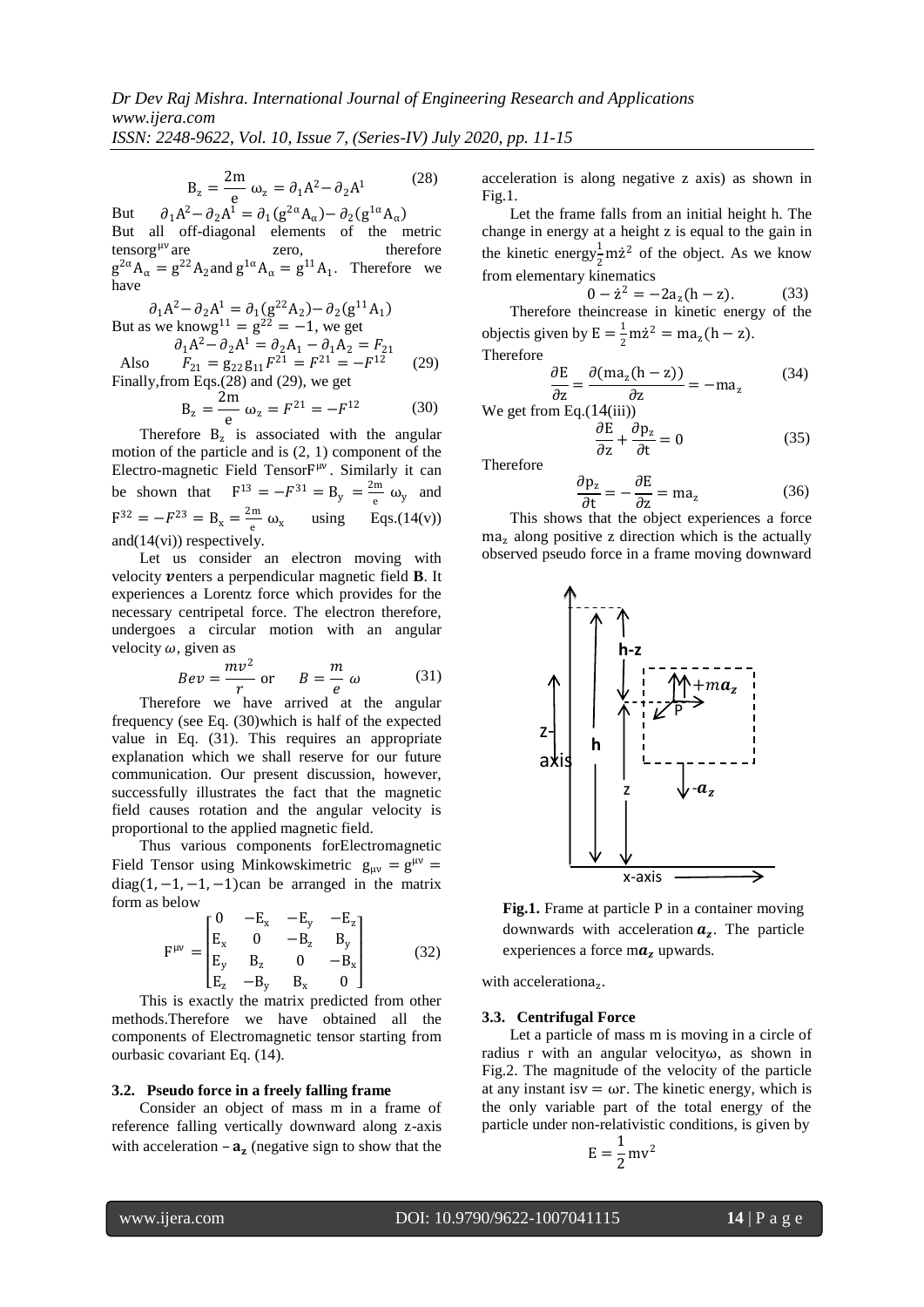$$B_z = \frac{2m}{e}\,\omega_z = \partial_1 A^2 - \partial_2 A^1 \tag{28}$$

But $\quad \partial_1 A^2 - \partial_2 A^1 = \partial_1 (g^{2\alpha} A_\alpha) - \partial_2 (g^{1\alpha} A_\alpha)$

But all off-diagonal elements of the metric tensor $g^{\mu\nu}$ are zero, therefore $g^{2\alpha} A_\alpha = g^{22} A_2$ and $g^{1\alpha} A_\alpha = g^{11} A_1$. Therefore we have

$$\partial_1 A^2 - \partial_2 A^1 = \partial_1 (g^{22} A_2) - \partial_2 (g^{11} A_1)$$

But as we know $g^{11} = g^{22} = -1$, we get

$$\partial_1 A^2 - \partial_2 A^1 = \partial_2 A_1 - \partial_1 A_2 = F_{21}$$

Also $\quad F_{21} = g_{22} g_{11} F^{21} = F^{21} = -F^{12} \tag{29}$

Finally, from Eqs.(28) and (29), we get

$$B_z = \frac{2m}{e}\,\omega_z = F^{21} = -F^{12} \tag{30}$$

Therefore $B_z$ is associated with the angular motion of the particle and is (2, 1) component of the Electro-magnetic Field Tensor $F^{\mu\nu}$. Similarly it can be shown that $F^{13} = -F^{31} = B_y = \frac{2m}{e}\,\omega_y$ and $F^{32} = -F^{23} = B_x = \frac{2m}{e}\,\omega_x$ using Eqs.(14(v)) and (14(vi)) respectively.

Let us consider an electron moving with velocity $\boldsymbol{v}$ enters a perpendicular magnetic field $\mathbf{B}$. It experiences a Lorentz force which provides for the necessary centripetal force. The electron therefore, undergoes a circular motion with an angular velocity $\omega$, given as

$$Bev = \frac{mv^2}{r} \text{ or } \quad B = \frac{m}{e}\,\omega \tag{31}$$

Therefore we have arrived at the angular frequency (see Eq. (30) which is half of the expected value in Eq. (31). This requires an appropriate explanation which we shall reserve for our future communication. Our present discussion, however, successfully illustrates the fact that the magnetic field causes rotation and the angular velocity is proportional to the applied magnetic field.

Thus various components for Electromagnetic Field Tensor using Minkowski metric $g_{\mu\nu} = g^{\mu\nu} = \mathrm{diag}(1, -1, -1, -1)$ can be arranged in the matrix form as below

$$F^{\mu\nu} = \begin{bmatrix} 0 & -E_x & -E_y & -E_z \\ E_x & 0 & -B_z & B_y \\ E_y & B_z & 0 & -B_x \\ E_z & -B_y & B_x & 0 \end{bmatrix} \tag{32}$$

This is exactly the matrix predicted from other methods. Therefore we have obtained all the components of Electromagnetic tensor starting from our basic covariant Eq. (14).

### 3.2. Pseudo force in a freely falling frame

Consider an object of mass m in a frame of reference falling vertically downward along z-axis with acceleration $-\mathbf{a_z}$ (negative sign to show that the acceleration is along negative z axis) as shown in Fig.1.

Let the frame falls from an initial height h. The change in energy at a height z is equal to the gain in the kinetic energy $\frac{1}{2}m\dot{z}^2$ of the object. As we know from elementary kinematics

$$0 - \dot{z}^2 = -2a_z(h - z). \tag{33}$$

Therefore the increase in kinetic energy of the object is given by $E = \frac{1}{2}m\dot{z}^2 = ma_z(h - z)$.

Therefore

$$\frac{\partial E}{\partial z} = \frac{\partial(ma_z(h - z))}{\partial z} = -ma_z \tag{34}$$

We get from Eq.(14(iii))

$$\frac{\partial E}{\partial z} + \frac{\partial p_z}{\partial t} = 0 \tag{35}$$

Therefore

$$\frac{\partial p_z}{\partial t} = -\frac{\partial E}{\partial z} = ma_z \tag{36}$$

This shows that the object experiences a force $ma_z$ along positive z direction which is the actually observed pseudo force in a frame moving downward with acceleration $a_z$.

**Fig.1.** Frame at particle P in a container moving downwards with acceleration $\boldsymbol{a_z}$. The particle experiences a force $m\boldsymbol{a_z}$ upwards.

### 3.3. Centrifugal Force

Let a particle of mass m is moving in a circle of radius r with an angular velocity $\omega$, as shown in Fig.2. The magnitude of the velocity of the particle at any instant is $v = \omega r$. The kinetic energy, which is the only variable part of the total energy of the particle under non-relativistic conditions, is given by

$$E = \frac{1}{2}mv^2$$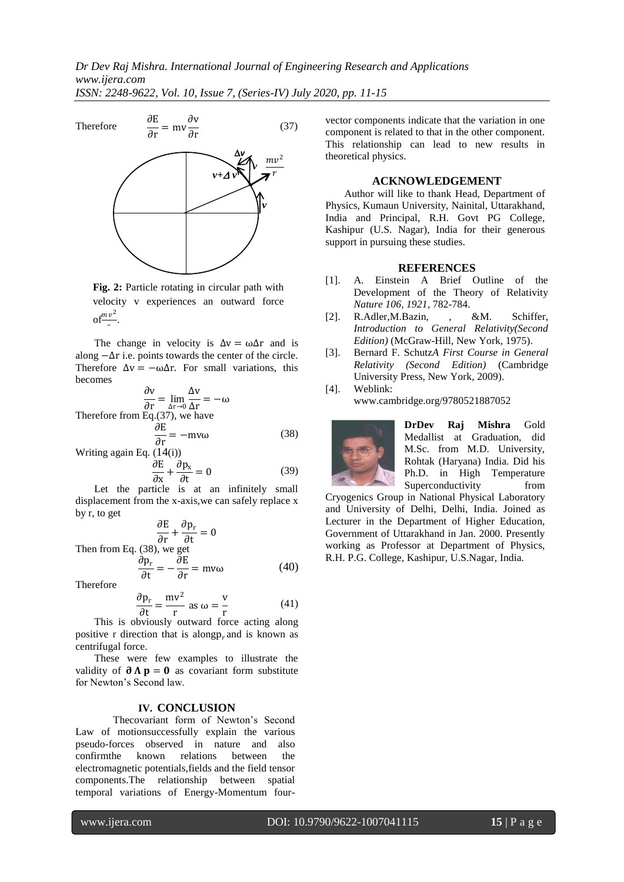Therefore
$$\frac{\partial E}{\partial r} = mv\frac{\partial v}{\partial r} \quad (37)$$

$\Delta v$

$v$

$\frac{mv^2}{r}$

$v+\Delta v$

$v$

**Fig. 2:** Particle rotating in circular path with velocity v experiences an outward force of $\frac{mv^2}{r}$.

The change in velocity is $\Delta v = \omega\Delta r$ and is along $-\Delta r$ i.e. points towards the center of the circle. Therefore $\Delta v = -\omega\Delta r$. For small variations, this becomes

$$\frac{\partial v}{\partial r} = \lim_{\Delta r \to 0} \frac{\Delta v}{\Delta r} = -\omega$$

Therefore from Eq.(37), we have

$$\frac{\partial E}{\partial r} = -mv\omega \quad (38)$$

Writing again Eq. (14(i))

$$\frac{\partial E}{\partial x} + \frac{\partial p_x}{\partial t} = 0 \quad (39)$$

Let the particle is at an infinitely small displacement from the x-axis,we can safely replace x by r, to get

$$\frac{\partial E}{\partial r} + \frac{\partial p_r}{\partial t} = 0$$

Then from Eq. (38), we get

$$\frac{\partial p_r}{\partial t} = -\frac{\partial E}{\partial r} = mv\omega \quad (40)$$

Therefore

$$\frac{\partial p_r}{\partial t} = \frac{mv^2}{r} \text{ as } \omega = \frac{v}{r} \quad (41)$$

This is obviously outward force acting along positive r direction that is along $p_r$ and is known as centrifugal force.

These were few examples to illustrate the validity of $\boldsymbol{\partial \Lambda p = 0}$ as covariant form substitute for Newton's Second law.

## IV. CONCLUSION

Thecovariant form of Newton's Second Law of motionsuccessfully explain the various pseudo-forces observed in nature and also confirmthe known relations between the electromagnetic potentials,fields and the field tensor components.The relationship between spatial temporal variations of Energy-Momentum four-vector components indicate that the variation in one component is related to that in the other component. This relationship can lead to new results in theoretical physics.

## ACKNOWLEDGEMENT

Author will like to thank Head, Department of Physics, Kumaun University, Nainital, Uttarakhand, India and Principal, R.H. Govt PG College, Kashipur (U.S. Nagar), India for their generous support in pursuing these studies.

## REFERENCES

[1]. A. Einstein A Brief Outline of the Development of the Theory of Relativity *Nature 106, 1921*, 782-784.

[2]. R.Adler,M.Bazin, , &M. Schiffer, *Introduction to General Relativity(Second Edition)* (McGraw-Hill, New York, 1975).

[3]. Bernard F. Schutz*A First Course in General Relativity (Second Edition)* (Cambridge University Press, New York, 2009).

[4]. Weblink: www.cambridge.org/9780521887052

**DrDev Raj Mishra** Gold Medallist at Graduation, did M.Sc. from M.D. University, Rohtak (Haryana) India. Did his Ph.D. in High Temperature Superconductivity from Cryogenics Group in National Physical Laboratory and University of Delhi, Delhi, India. Joined as Lecturer in the Department of Higher Education, Government of Uttarakhand in Jan. 2000. Presently working as Professor at Department of Physics, R.H. P.G. College, Kashipur, U.S.Nagar, India.